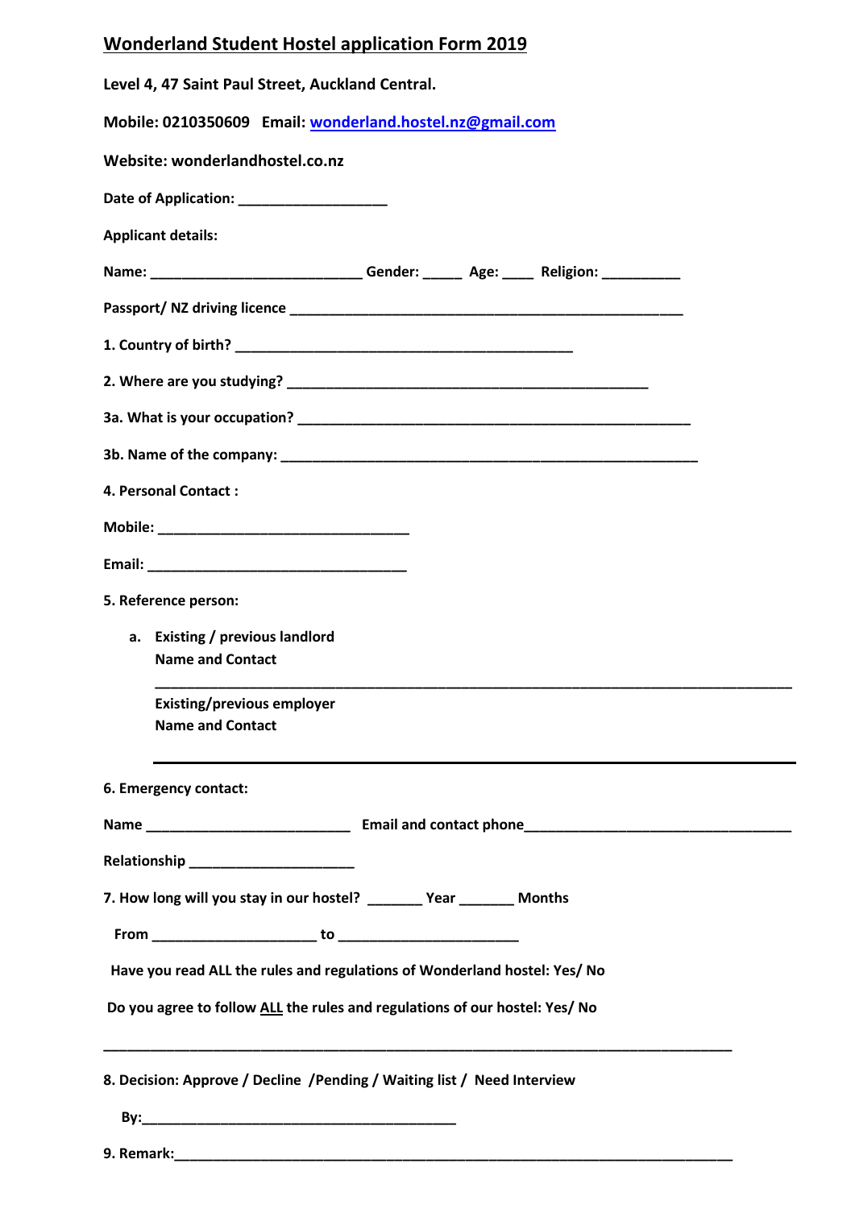# Wonderland Student Hostel application Form 2019

**Level 4, 47 Saint Paul Street, Auckland Central.**

**Mobile: 0210350609 Email: wonderland.hostel.nz@gmail.com**

**Website: wonderlandhostel.co.nz**

**Date of Application: __________________**

**Applicant details:**

**Name: __________________________ Gender: _____ Age: ____ Religion: __________**

**Passport/ NZ driving licence ________________________________________________**

**1. Country of birth? ___________________________________________**

**2. Where are you studying? ____________________________________________**

**3a. What is your occupation? ___________________________________________________**

**3b. Name of the company: ____________________________________________________**

**4. Personal Contact :**

**Mobile: _______________________________**

**Email: ________________________________**

**5. Reference person:**

a. **Existing / previous landlord**
   **Name and Contact**

   ______________________________________________________________________________

   **Existing/previous employer**
   **Name and Contact**

   ______________________________________________________________________________

**6. Emergency contact:**

**Name _________________________ Email and contact phone_________________________________**

**Relationship ____________________**

**7. How long will you stay in our hostel? _______ Year _______ Months**

**From ____________________ to ______________________**

**Have you read ALL the rules and regulations of Wonderland hostel: Yes/ No**

**Do you agree to follow ALL the rules and regulations of our hostel: Yes/ No**

______________________________________________________________________________

**8. Decision: Approve / Decline /Pending / Waiting list / Need Interview**

**By:_______________________________________**

**9. Remark:___________________________________________________________________**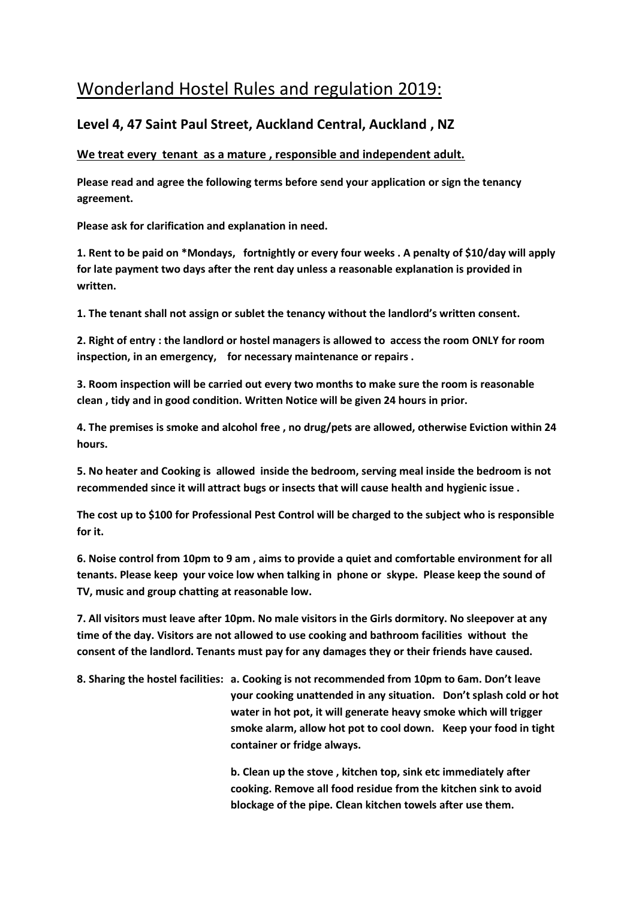# Wonderland Hostel Rules and regulation 2019:

## Level 4, 47 Saint Paul Street, Auckland Central, Auckland , NZ

**We treat every tenant as a mature , responsible and independent adult.**

**Please read and agree the following terms before send your application or sign the tenancy agreement.**

**Please ask for clarification and explanation in need.**

**1. Rent to be paid on *Mondays, fortnightly or every four weeks . A penalty of $10/day will apply for late payment two days after the rent day unless a reasonable explanation is provided in written.**

**1. The tenant shall not assign or sublet the tenancy without the landlord's written consent.**

**2. Right of entry : the landlord or hostel managers is allowed to access the room ONLY for room inspection, in an emergency, for necessary maintenance or repairs .**

**3. Room inspection will be carried out every two months to make sure the room is reasonable clean , tidy and in good condition. Written Notice will be given 24 hours in prior.**

**4. The premises is smoke and alcohol free , no drug/pets are allowed, otherwise Eviction within 24 hours.**

**5. No heater and Cooking is allowed inside the bedroom, serving meal inside the bedroom is not recommended since it will attract bugs or insects that will cause health and hygienic issue .**

**The cost up to $100 for Professional Pest Control will be charged to the subject who is responsible for it.**

**6. Noise control from 10pm to 9 am , aims to provide a quiet and comfortable environment for all tenants. Please keep your voice low when talking in phone or skype. Please keep the sound of TV, music and group chatting at reasonable low.**

**7. All visitors must leave after 10pm. No male visitors in the Girls dormitory. No sleepover at any time of the day. Visitors are not allowed to use cooking and bathroom facilities without the consent of the landlord. Tenants must pay for any damages they or their friends have caused.**

**8. Sharing the hostel facilities:**

**a. Cooking is not recommended from 10pm to 6am. Don't leave your cooking unattended in any situation. Don't splash cold or hot water in hot pot, it will generate heavy smoke which will trigger smoke alarm, allow hot pot to cool down. Keep your food in tight container or fridge always.**

**b. Clean up the stove , kitchen top, sink etc immediately after cooking. Remove all food residue from the kitchen sink to avoid blockage of the pipe. Clean kitchen towels after use them.**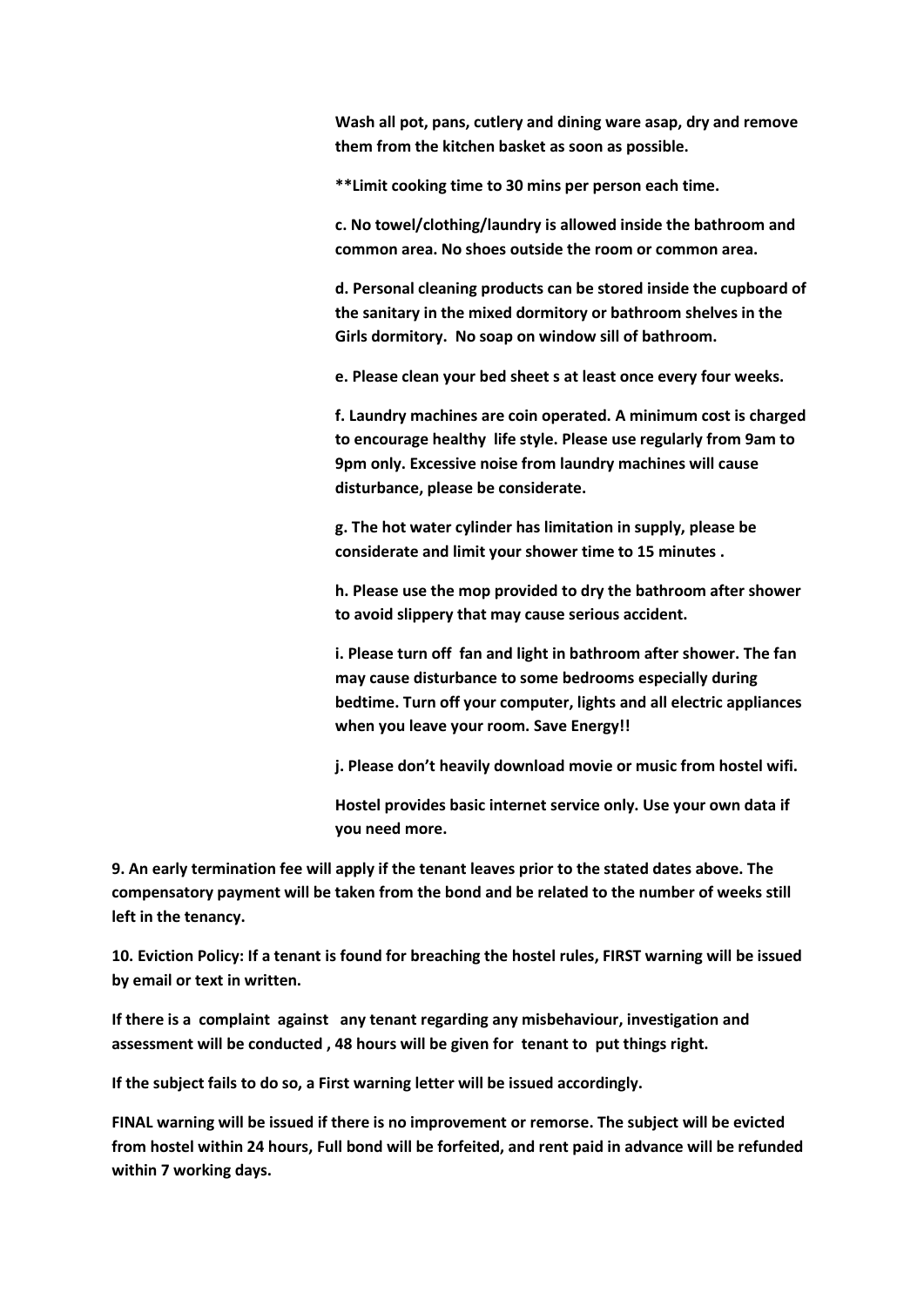**Wash all pot, pans, cutlery and dining ware asap, dry and remove them from the kitchen basket as soon as possible.**

****Limit cooking time to 30 mins per person each time.**

**c. No towel/clothing/laundry is allowed inside the bathroom and common area. No shoes outside the room or common area.**

**d. Personal cleaning products can be stored inside the cupboard of the sanitary in the mixed dormitory or bathroom shelves in the Girls dormitory. No soap on window sill of bathroom.**

**e. Please clean your bed sheet s at least once every four weeks.**

**f. Laundry machines are coin operated. A minimum cost is charged to encourage healthy life style. Please use regularly from 9am to 9pm only. Excessive noise from laundry machines will cause disturbance, please be considerate.**

**g. The hot water cylinder has limitation in supply, please be considerate and limit your shower time to 15 minutes .**

**h. Please use the mop provided to dry the bathroom after shower to avoid slippery that may cause serious accident.**

**i. Please turn off fan and light in bathroom after shower. The fan may cause disturbance to some bedrooms especially during bedtime. Turn off your computer, lights and all electric appliances when you leave your room. Save Energy!!**

**j. Please don't heavily download movie or music from hostel wifi.**

**Hostel provides basic internet service only. Use your own data if you need more.**

**9. An early termination fee will apply if the tenant leaves prior to the stated dates above. The compensatory payment will be taken from the bond and be related to the number of weeks still left in the tenancy.**

**10. Eviction Policy: If a tenant is found for breaching the hostel rules, FIRST warning will be issued by email or text in written.**

**If there is a complaint against any tenant regarding any misbehaviour, investigation and assessment will be conducted , 48 hours will be given for tenant to put things right.**

**If the subject fails to do so, a First warning letter will be issued accordingly.**

**FINAL warning will be issued if there is no improvement or remorse. The subject will be evicted from hostel within 24 hours, Full bond will be forfeited, and rent paid in advance will be refunded within 7 working days.**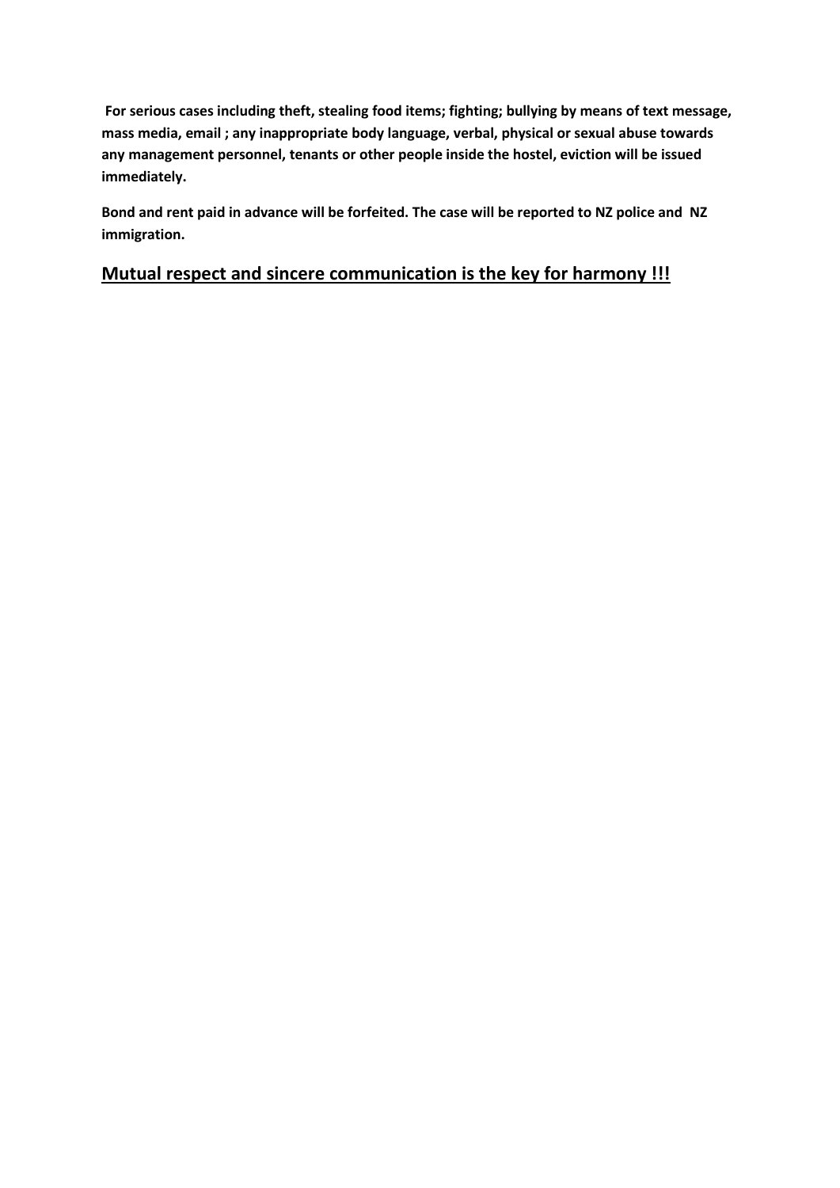**For serious cases including theft, stealing food items; fighting; bullying by means of text message, mass media, email ; any inappropriate body language, verbal, physical or sexual abuse towards any management personnel, tenants or other people inside the hostel, eviction will be issued immediately.**

**Bond and rent paid in advance will be forfeited. The case will be reported to NZ police and NZ immigration.**

## <u>Mutual respect and sincere communication is the key for harmony !!!</u>